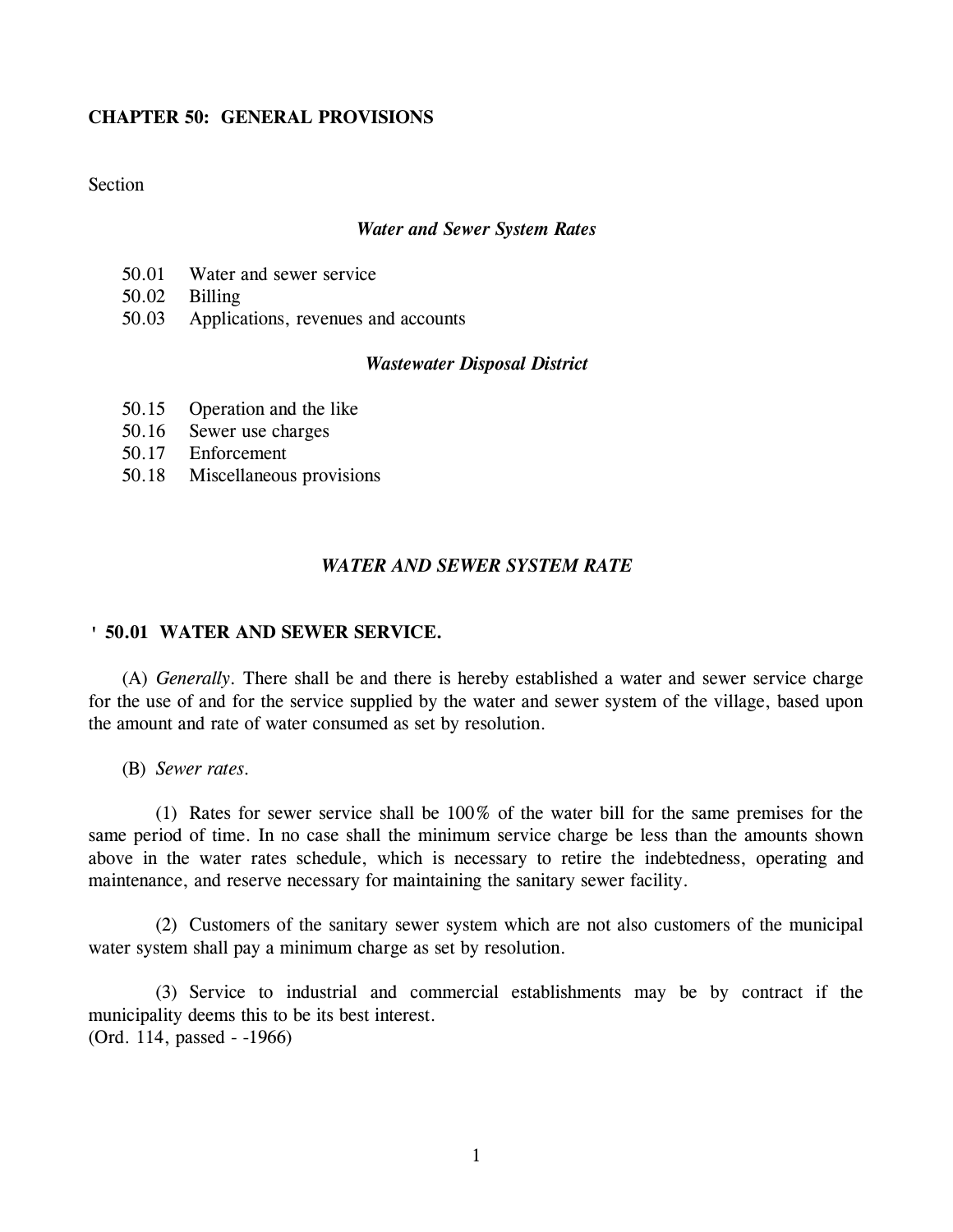# CHAPTER 50: GENERAL PROVISIONS

Section

***Water and Sewer System Rates***

50.01 Water and sewer service
50.02 Billing
50.03 Applications, revenues and accounts

***Wastewater Disposal District***

50.15 Operation and the like
50.16 Sewer use charges
50.17 Enforcement
50.18 Miscellaneous provisions

## *WATER AND SEWER SYSTEM RATE*

### ' 50.01 WATER AND SEWER SERVICE.

(A) *Generally*. There shall be and there is hereby established a water and sewer service charge for the use of and for the service supplied by the water and sewer system of the village, based upon the amount and rate of water consumed as set by resolution.

(B) *Sewer rates*.

(1) Rates for sewer service shall be 100% of the water bill for the same premises for the same period of time. In no case shall the minimum service charge be less than the amounts shown above in the water rates schedule, which is necessary to retire the indebtedness, operating and maintenance, and reserve necessary for maintaining the sanitary sewer facility.

(2) Customers of the sanitary sewer system which are not also customers of the municipal water system shall pay a minimum charge as set by resolution.

(3) Service to industrial and commercial establishments may be by contract if the municipality deems this to be its best interest.
(Ord. 114, passed - -1966)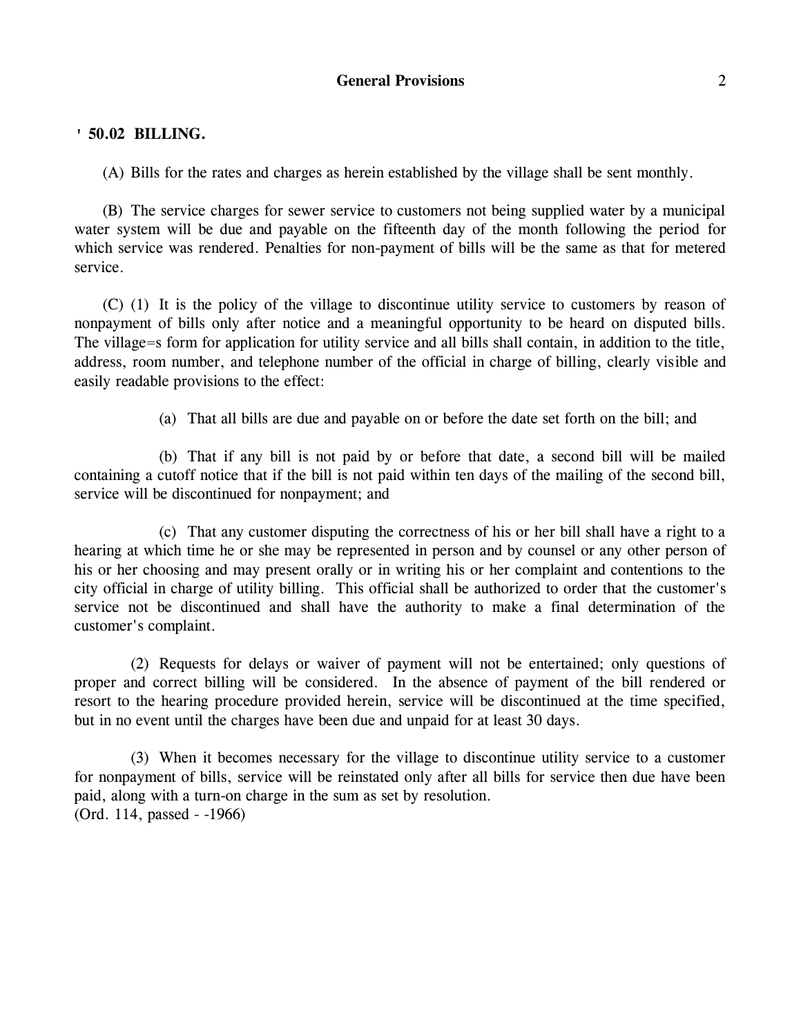## ' 50.02 BILLING.

(A) Bills for the rates and charges as herein established by the village shall be sent monthly.

(B) The service charges for sewer service to customers not being supplied water by a municipal water system will be due and payable on the fifteenth day of the month following the period for which service was rendered. Penalties for non-payment of bills will be the same as that for metered service.

(C) (1) It is the policy of the village to discontinue utility service to customers by reason of nonpayment of bills only after notice and a meaningful opportunity to be heard on disputed bills. The village=s form for application for utility service and all bills shall contain, in addition to the title, address, room number, and telephone number of the official in charge of billing, clearly visible and easily readable provisions to the effect:

(a) That all bills are due and payable on or before the date set forth on the bill; and

(b) That if any bill is not paid by or before that date, a second bill will be mailed containing a cutoff notice that if the bill is not paid within ten days of the mailing of the second bill, service will be discontinued for nonpayment; and

(c) That any customer disputing the correctness of his or her bill shall have a right to a hearing at which time he or she may be represented in person and by counsel or any other person of his or her choosing and may present orally or in writing his or her complaint and contentions to the city official in charge of utility billing. This official shall be authorized to order that the customer's service not be discontinued and shall have the authority to make a final determination of the customer's complaint.

(2) Requests for delays or waiver of payment will not be entertained; only questions of proper and correct billing will be considered. In the absence of payment of the bill rendered or resort to the hearing procedure provided herein, service will be discontinued at the time specified, but in no event until the charges have been due and unpaid for at least 30 days.

(3) When it becomes necessary for the village to discontinue utility service to a customer for nonpayment of bills, service will be reinstated only after all bills for service then due have been paid, along with a turn-on charge in the sum as set by resolution.
(Ord. 114, passed - -1966)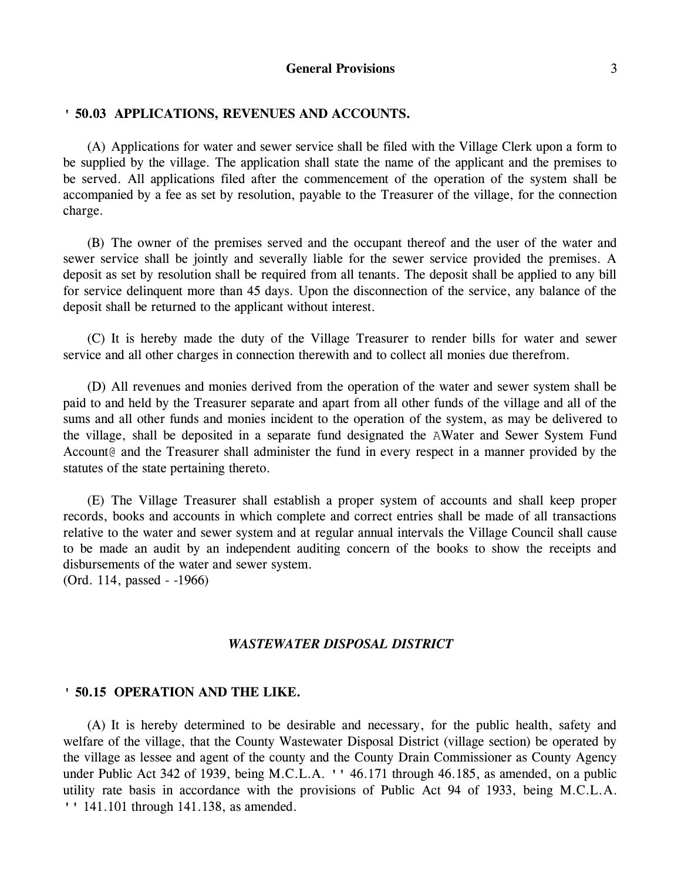## ' 50.03 APPLICATIONS, REVENUES AND ACCOUNTS.

(A) Applications for water and sewer service shall be filed with the Village Clerk upon a form to be supplied by the village. The application shall state the name of the applicant and the premises to be served. All applications filed after the commencement of the operation of the system shall be accompanied by a fee as set by resolution, payable to the Treasurer of the village, for the connection charge.

(B) The owner of the premises served and the occupant thereof and the user of the water and sewer service shall be jointly and severally liable for the sewer service provided the premises. A deposit as set by resolution shall be required from all tenants. The deposit shall be applied to any bill for service delinquent more than 45 days. Upon the disconnection of the service, any balance of the deposit shall be returned to the applicant without interest.

(C) It is hereby made the duty of the Village Treasurer to render bills for water and sewer service and all other charges in connection therewith and to collect all monies due therefrom.

(D) All revenues and monies derived from the operation of the water and sewer system shall be paid to and held by the Treasurer separate and apart from all other funds of the village and all of the sums and all other funds and monies incident to the operation of the system, as may be delivered to the village, shall be deposited in a separate fund designated the AWater and Sewer System Fund Account@ and the Treasurer shall administer the fund in every respect in a manner provided by the statutes of the state pertaining thereto.

(E) The Village Treasurer shall establish a proper system of accounts and shall keep proper records, books and accounts in which complete and correct entries shall be made of all transactions relative to the water and sewer system and at regular annual intervals the Village Council shall cause to be made an audit by an independent auditing concern of the books to show the receipts and disbursements of the water and sewer system.
(Ord. 114, passed - -1966)

### *WASTEWATER DISPOSAL DISTRICT*

## ' 50.15 OPERATION AND THE LIKE.

(A) It is hereby determined to be desirable and necessary, for the public health, safety and welfare of the village, that the County Wastewater Disposal District (village section) be operated by the village as lessee and agent of the county and the County Drain Commissioner as County Agency under Public Act 342 of 1939, being M.C.L.A. '' 46.171 through 46.185, as amended, on a public utility rate basis in accordance with the provisions of Public Act 94 of 1933, being M.C.L.A. '' 141.101 through 141.138, as amended.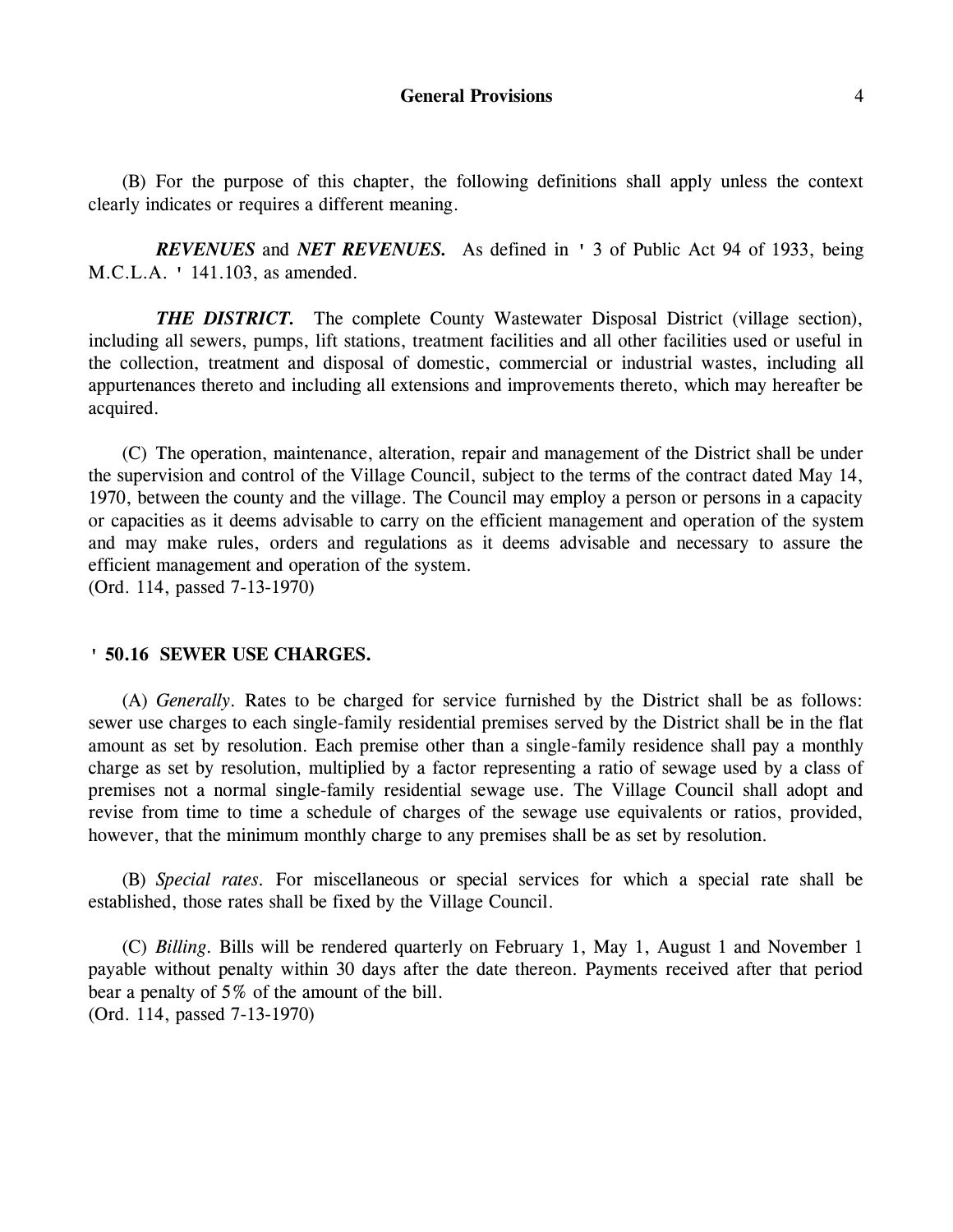(B) For the purpose of this chapter, the following definitions shall apply unless the context clearly indicates or requires a different meaning.

***REVENUES*** and ***NET REVENUES.*** As defined in ' 3 of Public Act 94 of 1933, being M.C.L.A. ' 141.103, as amended.

***THE DISTRICT.*** The complete County Wastewater Disposal District (village section), including all sewers, pumps, lift stations, treatment facilities and all other facilities used or useful in the collection, treatment and disposal of domestic, commercial or industrial wastes, including all appurtenances thereto and including all extensions and improvements thereto, which may hereafter be acquired.

(C) The operation, maintenance, alteration, repair and management of the District shall be under the supervision and control of the Village Council, subject to the terms of the contract dated May 14, 1970, between the county and the village. The Council may employ a person or persons in a capacity or capacities as it deems advisable to carry on the efficient management and operation of the system and may make rules, orders and regulations as it deems advisable and necessary to assure the efficient management and operation of the system.
(Ord. 114, passed 7-13-1970)

## ' 50.16 SEWER USE CHARGES.

(A) *Generally*. Rates to be charged for service furnished by the District shall be as follows: sewer use charges to each single-family residential premises served by the District shall be in the flat amount as set by resolution. Each premise other than a single-family residence shall pay a monthly charge as set by resolution, multiplied by a factor representing a ratio of sewage used by a class of premises not a normal single-family residential sewage use. The Village Council shall adopt and revise from time to time a schedule of charges of the sewage use equivalents or ratios, provided, however, that the minimum monthly charge to any premises shall be as set by resolution.

(B) *Special rates*. For miscellaneous or special services for which a special rate shall be established, those rates shall be fixed by the Village Council.

(C) *Billing*. Bills will be rendered quarterly on February 1, May 1, August 1 and November 1 payable without penalty within 30 days after the date thereon. Payments received after that period bear a penalty of 5% of the amount of the bill.
(Ord. 114, passed 7-13-1970)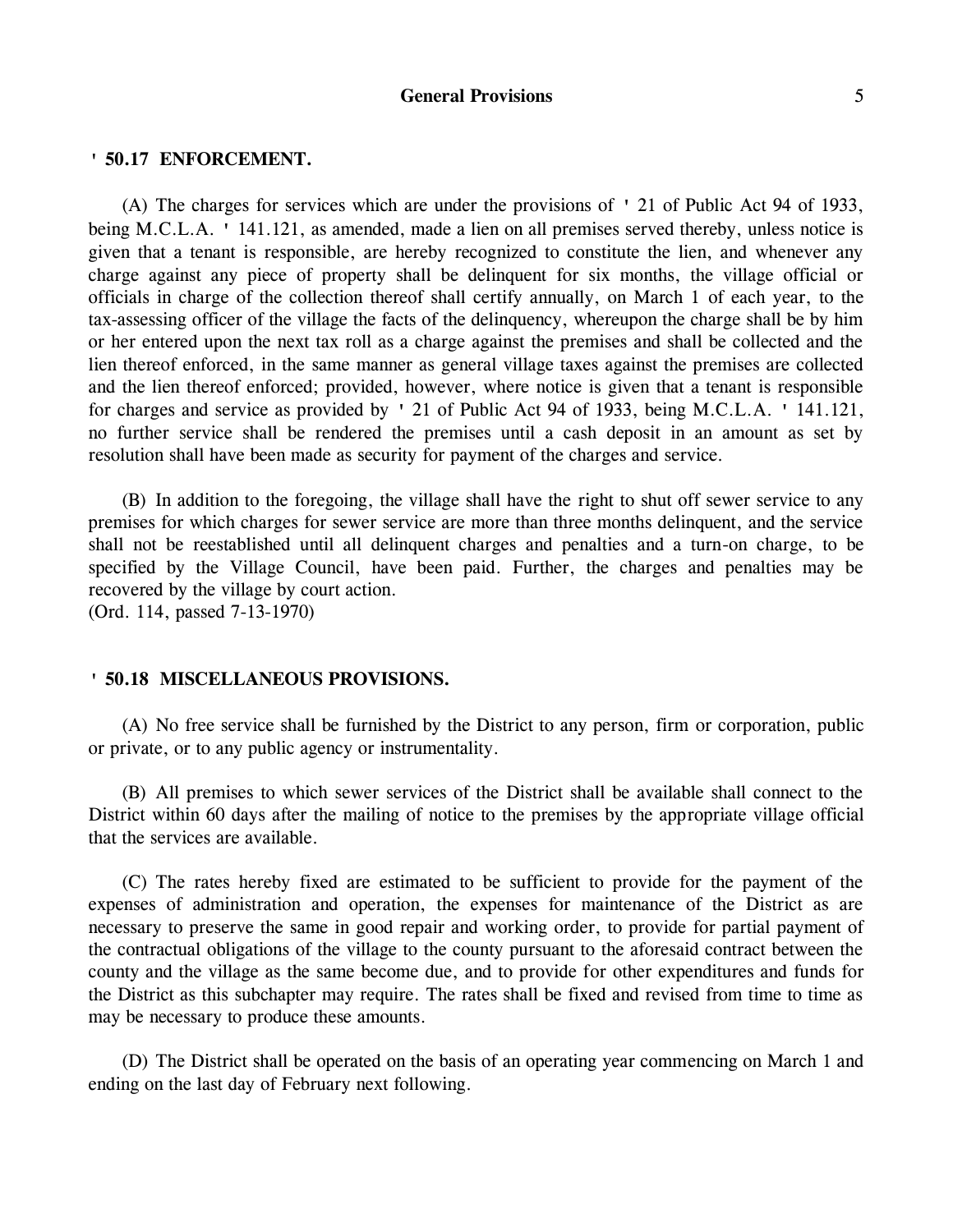## ' 50.17 ENFORCEMENT.

(A) The charges for services which are under the provisions of ' 21 of Public Act 94 of 1933, being M.C.L.A. ' 141.121, as amended, made a lien on all premises served thereby, unless notice is given that a tenant is responsible, are hereby recognized to constitute the lien, and whenever any charge against any piece of property shall be delinquent for six months, the village official or officials in charge of the collection thereof shall certify annually, on March 1 of each year, to the tax-assessing officer of the village the facts of the delinquency, whereupon the charge shall be by him or her entered upon the next tax roll as a charge against the premises and shall be collected and the lien thereof enforced, in the same manner as general village taxes against the premises are collected and the lien thereof enforced; provided, however, where notice is given that a tenant is responsible for charges and service as provided by ' 21 of Public Act 94 of 1933, being M.C.L.A. ' 141.121, no further service shall be rendered the premises until a cash deposit in an amount as set by resolution shall have been made as security for payment of the charges and service.

(B) In addition to the foregoing, the village shall have the right to shut off sewer service to any premises for which charges for sewer service are more than three months delinquent, and the service shall not be reestablished until all delinquent charges and penalties and a turn-on charge, to be specified by the Village Council, have been paid. Further, the charges and penalties may be recovered by the village by court action.
(Ord. 114, passed 7-13-1970)

## ' 50.18 MISCELLANEOUS PROVISIONS.

(A) No free service shall be furnished by the District to any person, firm or corporation, public or private, or to any public agency or instrumentality.

(B) All premises to which sewer services of the District shall be available shall connect to the District within 60 days after the mailing of notice to the premises by the appropriate village official that the services are available.

(C) The rates hereby fixed are estimated to be sufficient to provide for the payment of the expenses of administration and operation, the expenses for maintenance of the District as are necessary to preserve the same in good repair and working order, to provide for partial payment of the contractual obligations of the village to the county pursuant to the aforesaid contract between the county and the village as the same become due, and to provide for other expenditures and funds for the District as this subchapter may require. The rates shall be fixed and revised from time to time as may be necessary to produce these amounts.

(D) The District shall be operated on the basis of an operating year commencing on March 1 and ending on the last day of February next following.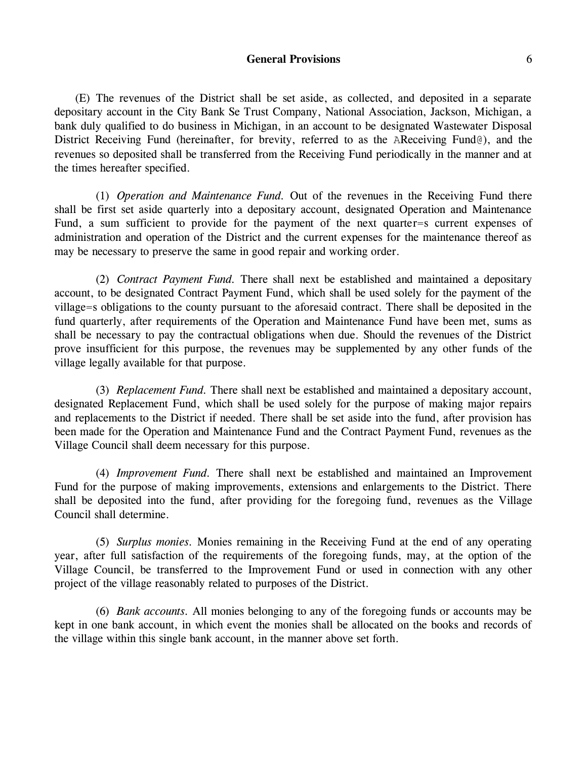(E) The revenues of the District shall be set aside, as collected, and deposited in a separate depositary account in the City Bank Se Trust Company, National Association, Jackson, Michigan, a bank duly qualified to do business in Michigan, in an account to be designated Wastewater Disposal District Receiving Fund (hereinafter, for brevity, referred to as the AReceiving Fund@), and the revenues so deposited shall be transferred from the Receiving Fund periodically in the manner and at the times hereafter specified.

(1) *Operation and Maintenance Fund.* Out of the revenues in the Receiving Fund there shall be first set aside quarterly into a depositary account, designated Operation and Maintenance Fund, a sum sufficient to provide for the payment of the next quarter=s current expenses of administration and operation of the District and the current expenses for the maintenance thereof as may be necessary to preserve the same in good repair and working order.

(2) *Contract Payment Fund.* There shall next be established and maintained a depositary account, to be designated Contract Payment Fund, which shall be used solely for the payment of the village=s obligations to the county pursuant to the aforesaid contract. There shall be deposited in the fund quarterly, after requirements of the Operation and Maintenance Fund have been met, sums as shall be necessary to pay the contractual obligations when due. Should the revenues of the District prove insufficient for this purpose, the revenues may be supplemented by any other funds of the village legally available for that purpose.

(3) *Replacement Fund.* There shall next be established and maintained a depositary account, designated Replacement Fund, which shall be used solely for the purpose of making major repairs and replacements to the District if needed. There shall be set aside into the fund, after provision has been made for the Operation and Maintenance Fund and the Contract Payment Fund, revenues as the Village Council shall deem necessary for this purpose.

(4) *Improvement Fund.* There shall next be established and maintained an Improvement Fund for the purpose of making improvements, extensions and enlargements to the District. There shall be deposited into the fund, after providing for the foregoing fund, revenues as the Village Council shall determine.

(5) *Surplus monies.* Monies remaining in the Receiving Fund at the end of any operating year, after full satisfaction of the requirements of the foregoing funds, may, at the option of the Village Council, be transferred to the Improvement Fund or used in connection with any other project of the village reasonably related to purposes of the District.

(6) *Bank accounts.* All monies belonging to any of the foregoing funds or accounts may be kept in one bank account, in which event the monies shall be allocated on the books and records of the village within this single bank account, in the manner above set forth.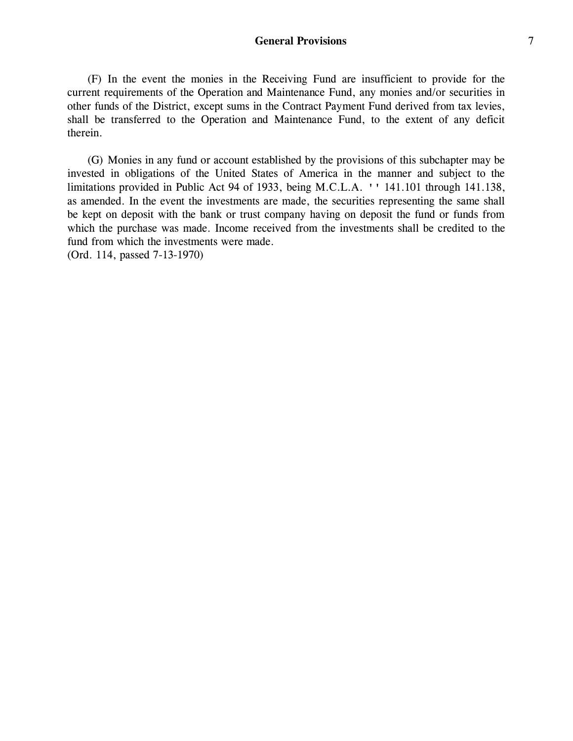(F) In the event the monies in the Receiving Fund are insufficient to provide for the current requirements of the Operation and Maintenance Fund, any monies and/or securities in other funds of the District, except sums in the Contract Payment Fund derived from tax levies, shall be transferred to the Operation and Maintenance Fund, to the extent of any deficit therein.

(G) Monies in any fund or account established by the provisions of this subchapter may be invested in obligations of the United States of America in the manner and subject to the limitations provided in Public Act 94 of 1933, being M.C.L.A. '' 141.101 through 141.138, as amended. In the event the investments are made, the securities representing the same shall be kept on deposit with the bank or trust company having on deposit the fund or funds from which the purchase was made. Income received from the investments shall be credited to the fund from which the investments were made.
(Ord. 114, passed 7-13-1970)